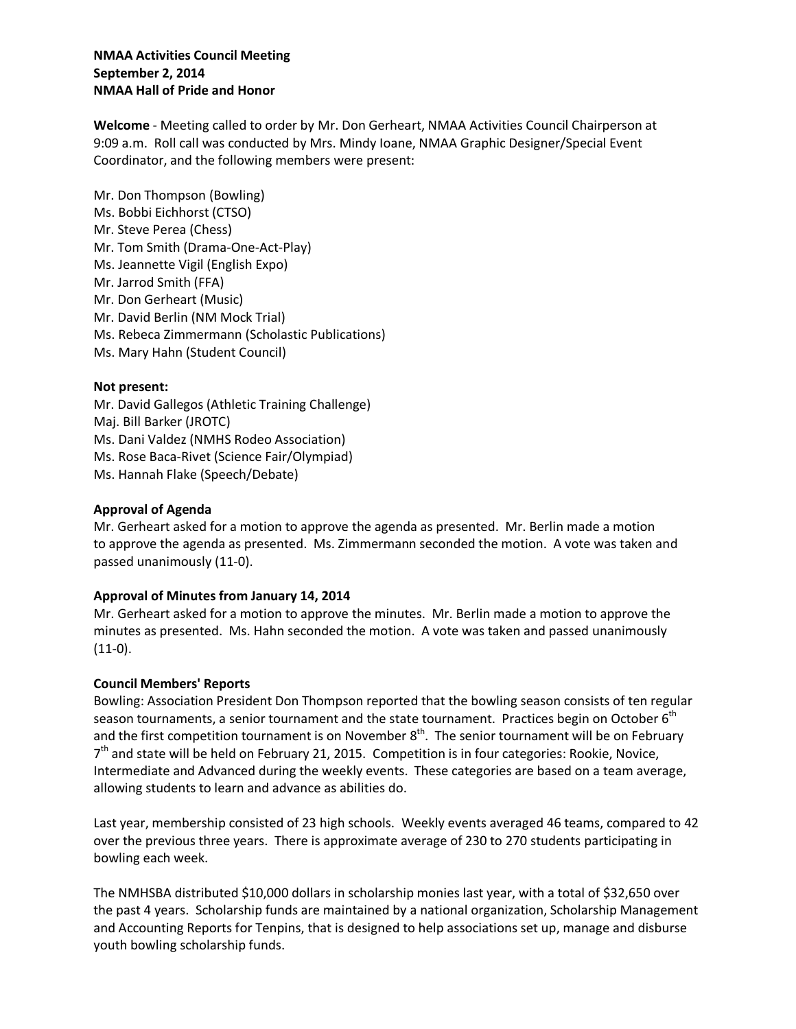**NMAA Activities Council Meeting**
**September 2, 2014**
**NMAA Hall of Pride and Honor**

**Welcome** - Meeting called to order by Mr. Don Gerheart, NMAA Activities Council Chairperson at 9:09 a.m. Roll call was conducted by Mrs. Mindy Ioane, NMAA Graphic Designer/Special Event Coordinator, and the following members were present:

Mr. Don Thompson (Bowling)
Ms. Bobbi Eichhorst (CTSO)
Mr. Steve Perea (Chess)
Mr. Tom Smith (Drama-One-Act-Play)
Ms. Jeannette Vigil (English Expo)
Mr. Jarrod Smith (FFA)
Mr. Don Gerheart (Music)
Mr. David Berlin (NM Mock Trial)
Ms. Rebeca Zimmermann (Scholastic Publications)
Ms. Mary Hahn (Student Council)

**Not present:**
Mr. David Gallegos (Athletic Training Challenge)
Maj. Bill Barker (JROTC)
Ms. Dani Valdez (NMHS Rodeo Association)
Ms. Rose Baca-Rivet (Science Fair/Olympiad)
Ms. Hannah Flake (Speech/Debate)

**Approval of Agenda**
Mr. Gerheart asked for a motion to approve the agenda as presented. Mr. Berlin made a motion to approve the agenda as presented. Ms. Zimmermann seconded the motion. A vote was taken and passed unanimously (11-0).

**Approval of Minutes from January 14, 2014**
Mr. Gerheart asked for a motion to approve the minutes. Mr. Berlin made a motion to approve the minutes as presented. Ms. Hahn seconded the motion. A vote was taken and passed unanimously (11-0).

**Council Members' Reports**
Bowling: Association President Don Thompson reported that the bowling season consists of ten regular season tournaments, a senior tournament and the state tournament. Practices begin on October 6th and the first competition tournament is on November 8th. The senior tournament will be on February 7th and state will be held on February 21, 2015. Competition is in four categories: Rookie, Novice, Intermediate and Advanced during the weekly events. These categories are based on a team average, allowing students to learn and advance as abilities do.

Last year, membership consisted of 23 high schools. Weekly events averaged 46 teams, compared to 42 over the previous three years. There is approximate average of 230 to 270 students participating in bowling each week.

The NMHSBA distributed $10,000 dollars in scholarship monies last year, with a total of $32,650 over the past 4 years. Scholarship funds are maintained by a national organization, Scholarship Management and Accounting Reports for Tenpins, that is designed to help associations set up, manage and disburse youth bowling scholarship funds.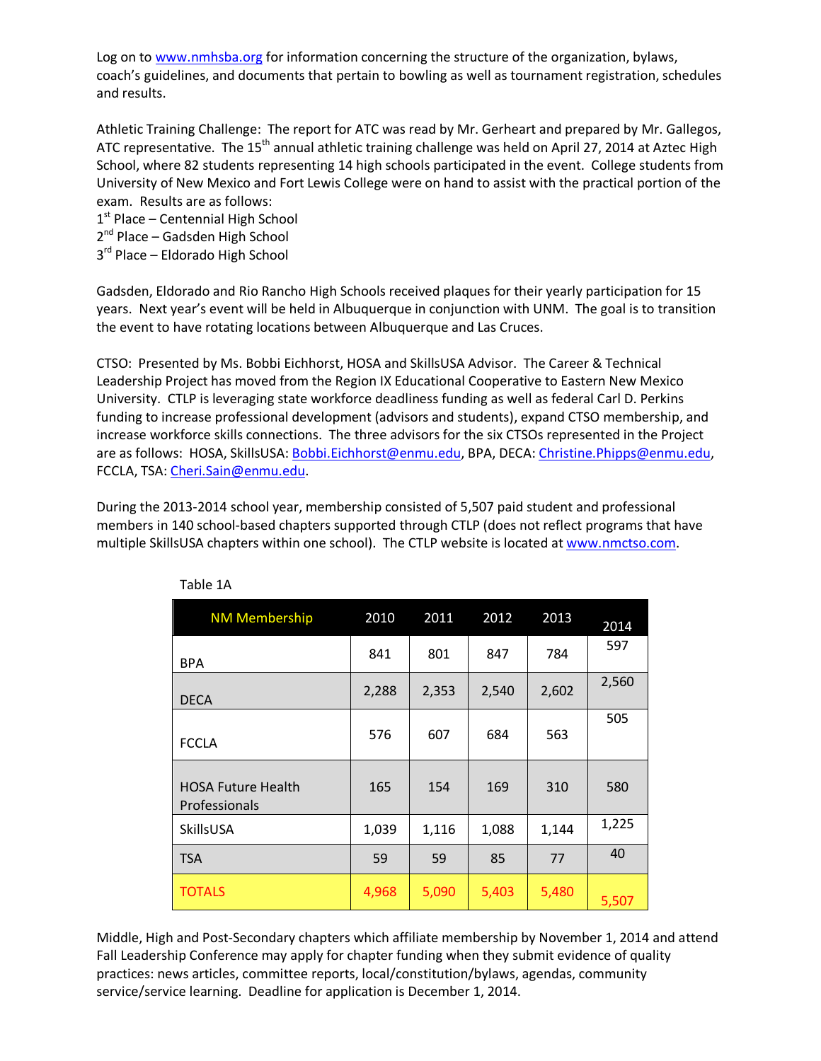Log on to www.nmhsba.org for information concerning the structure of the organization, bylaws, coach's guidelines, and documents that pertain to bowling as well as tournament registration, schedules and results.

Athletic Training Challenge: The report for ATC was read by Mr. Gerheart and prepared by Mr. Gallegos, ATC representative. The 15th annual athletic training challenge was held on April 27, 2014 at Aztec High School, where 82 students representing 14 high schools participated in the event. College students from University of New Mexico and Fort Lewis College were on hand to assist with the practical portion of the exam. Results are as follows:
1st Place – Centennial High School
2nd Place – Gadsden High School
3rd Place – Eldorado High School

Gadsden, Eldorado and Rio Rancho High Schools received plaques for their yearly participation for 15 years. Next year's event will be held in Albuquerque in conjunction with UNM. The goal is to transition the event to have rotating locations between Albuquerque and Las Cruces.

CTSO: Presented by Ms. Bobbi Eichhorst, HOSA and SkillsUSA Advisor. The Career & Technical Leadership Project has moved from the Region IX Educational Cooperative to Eastern New Mexico University. CTLP is leveraging state workforce deadliness funding as well as federal Carl D. Perkins funding to increase professional development (advisors and students), expand CTSO membership, and increase workforce skills connections. The three advisors for the six CTSOs represented in the Project are as follows: HOSA, SkillsUSA: Bobbi.Eichhorst@enmu.edu, BPA, DECA: Christine.Phipps@enmu.edu, FCCLA, TSA: Cheri.Sain@enmu.edu.

During the 2013-2014 school year, membership consisted of 5,507 paid student and professional members in 140 school-based chapters supported through CTLP (does not reflect programs that have multiple SkillsUSA chapters within one school). The CTLP website is located at www.nmctso.com.

Table 1A

| NM Membership | 2010 | 2011 | 2012 | 2013 | 2014 |
|---|---|---|---|---|---|
| BPA | 841 | 801 | 847 | 784 | 597 |
| DECA | 2,288 | 2,353 | 2,540 | 2,602 | 2,560 |
| FCCLA | 576 | 607 | 684 | 563 | 505 |
| HOSA Future Health Professionals | 165 | 154 | 169 | 310 | 580 |
| SkillsUSA | 1,039 | 1,116 | 1,088 | 1,144 | 1,225 |
| TSA | 59 | 59 | 85 | 77 | 40 |
| TOTALS | 4,968 | 5,090 | 5,403 | 5,480 | 5,507 |

Middle, High and Post-Secondary chapters which affiliate membership by November 1, 2014 and attend Fall Leadership Conference may apply for chapter funding when they submit evidence of quality practices: news articles, committee reports, local/constitution/bylaws, agendas, community service/service learning. Deadline for application is December 1, 2014.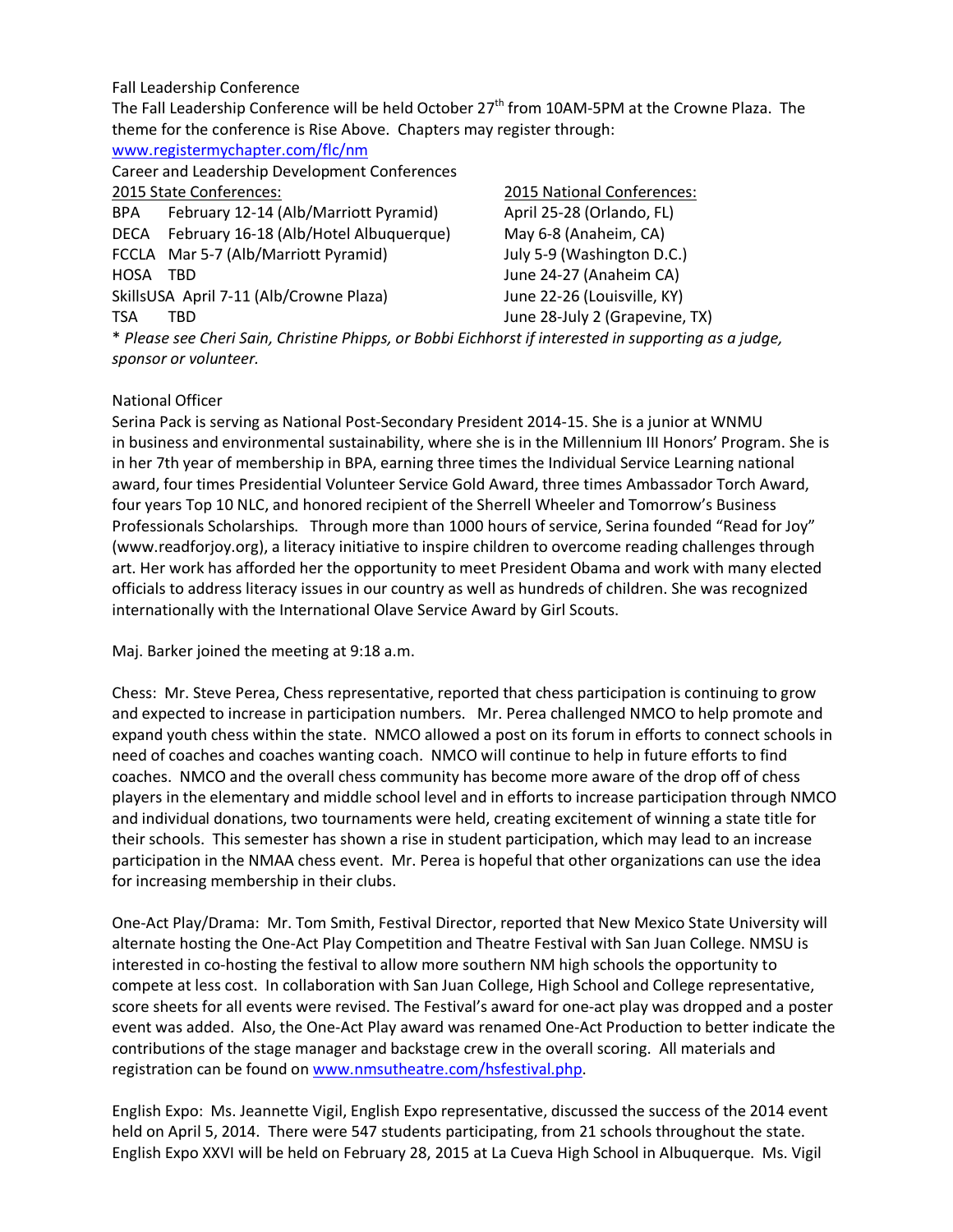Fall Leadership Conference

The Fall Leadership Conference will be held October 27th from 10AM-5PM at the Crowne Plaza. The theme for the conference is Rise Above. Chapters may register through: www.registermychapter.com/flc/nm

Career and Leadership Development Conferences

| 2015 State Conferences: | | 2015 National Conferences: |
|---|---|---|
| BPA | February 12-14 (Alb/Marriott Pyramid) | April 25-28 (Orlando, FL) |
| DECA | February 16-18 (Alb/Hotel Albuquerque) | May 6-8 (Anaheim, CA) |
| FCCLA | Mar 5-7 (Alb/Marriott Pyramid) | July 5-9 (Washington D.C.) |
| HOSA | TBD | June 24-27 (Anaheim CA) |
| SkillsUSA | April 7-11 (Alb/Crowne Plaza) | June 22-26 (Louisville, KY) |
| TSA | TBD | June 28-July 2 (Grapevine, TX) |

\* *Please see Cheri Sain, Christine Phipps, or Bobbi Eichhorst if interested in supporting as a judge, sponsor or volunteer.*

National Officer

Serina Pack is serving as National Post-Secondary President 2014-15. She is a junior at WNMU in business and environmental sustainability, where she is in the Millennium III Honors' Program. She is in her 7th year of membership in BPA, earning three times the Individual Service Learning national award, four times Presidential Volunteer Service Gold Award, three times Ambassador Torch Award, four years Top 10 NLC, and honored recipient of the Sherrell Wheeler and Tomorrow's Business Professionals Scholarships. Through more than 1000 hours of service, Serina founded "Read for Joy" (www.readforjoy.org), a literacy initiative to inspire children to overcome reading challenges through art. Her work has afforded her the opportunity to meet President Obama and work with many elected officials to address literacy issues in our country as well as hundreds of children. She was recognized internationally with the International Olave Service Award by Girl Scouts.

Maj. Barker joined the meeting at 9:18 a.m.

Chess: Mr. Steve Perea, Chess representative, reported that chess participation is continuing to grow and expected to increase in participation numbers. Mr. Perea challenged NMCO to help promote and expand youth chess within the state. NMCO allowed a post on its forum in efforts to connect schools in need of coaches and coaches wanting coach. NMCO will continue to help in future efforts to find coaches. NMCO and the overall chess community has become more aware of the drop off of chess players in the elementary and middle school level and in efforts to increase participation through NMCO and individual donations, two tournaments were held, creating excitement of winning a state title for their schools. This semester has shown a rise in student participation, which may lead to an increase participation in the NMAA chess event. Mr. Perea is hopeful that other organizations can use the idea for increasing membership in their clubs.

One-Act Play/Drama: Mr. Tom Smith, Festival Director, reported that New Mexico State University will alternate hosting the One-Act Play Competition and Theatre Festival with San Juan College. NMSU is interested in co-hosting the festival to allow more southern NM high schools the opportunity to compete at less cost. In collaboration with San Juan College, High School and College representative, score sheets for all events were revised. The Festival's award for one-act play was dropped and a poster event was added. Also, the One-Act Play award was renamed One-Act Production to better indicate the contributions of the stage manager and backstage crew in the overall scoring. All materials and registration can be found on www.nmsutheatre.com/hsfestival.php.

English Expo: Ms. Jeannette Vigil, English Expo representative, discussed the success of the 2014 event held on April 5, 2014. There were 547 students participating, from 21 schools throughout the state. English Expo XXVI will be held on February 28, 2015 at La Cueva High School in Albuquerque. Ms. Vigil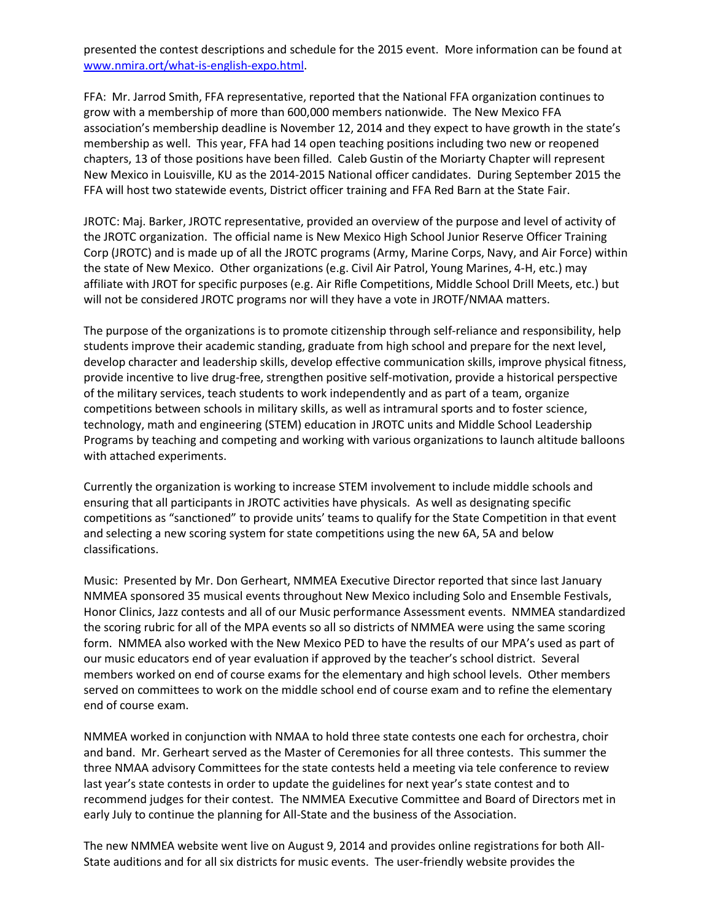presented the contest descriptions and schedule for the 2015 event. More information can be found at www.nmira.ort/what-is-english-expo.html.

FFA: Mr. Jarrod Smith, FFA representative, reported that the National FFA organization continues to grow with a membership of more than 600,000 members nationwide. The New Mexico FFA association's membership deadline is November 12, 2014 and they expect to have growth in the state's membership as well. This year, FFA had 14 open teaching positions including two new or reopened chapters, 13 of those positions have been filled. Caleb Gustin of the Moriarty Chapter will represent New Mexico in Louisville, KU as the 2014-2015 National officer candidates. During September 2015 the FFA will host two statewide events, District officer training and FFA Red Barn at the State Fair.

JROTC: Maj. Barker, JROTC representative, provided an overview of the purpose and level of activity of the JROTC organization. The official name is New Mexico High School Junior Reserve Officer Training Corp (JROTC) and is made up of all the JROTC programs (Army, Marine Corps, Navy, and Air Force) within the state of New Mexico. Other organizations (e.g. Civil Air Patrol, Young Marines, 4-H, etc.) may affiliate with JROT for specific purposes (e.g. Air Rifle Competitions, Middle School Drill Meets, etc.) but will not be considered JROTC programs nor will they have a vote in JROTF/NMAA matters.

The purpose of the organizations is to promote citizenship through self-reliance and responsibility, help students improve their academic standing, graduate from high school and prepare for the next level, develop character and leadership skills, develop effective communication skills, improve physical fitness, provide incentive to live drug-free, strengthen positive self-motivation, provide a historical perspective of the military services, teach students to work independently and as part of a team, organize competitions between schools in military skills, as well as intramural sports and to foster science, technology, math and engineering (STEM) education in JROTC units and Middle School Leadership Programs by teaching and competing and working with various organizations to launch altitude balloons with attached experiments.

Currently the organization is working to increase STEM involvement to include middle schools and ensuring that all participants in JROTC activities have physicals. As well as designating specific competitions as "sanctioned" to provide units' teams to qualify for the State Competition in that event and selecting a new scoring system for state competitions using the new 6A, 5A and below classifications.

Music: Presented by Mr. Don Gerheart, NMMEA Executive Director reported that since last January NMMEA sponsored 35 musical events throughout New Mexico including Solo and Ensemble Festivals, Honor Clinics, Jazz contests and all of our Music performance Assessment events. NMMEA standardized the scoring rubric for all of the MPA events so all so districts of NMMEA were using the same scoring form. NMMEA also worked with the New Mexico PED to have the results of our MPA's used as part of our music educators end of year evaluation if approved by the teacher's school district. Several members worked on end of course exams for the elementary and high school levels. Other members served on committees to work on the middle school end of course exam and to refine the elementary end of course exam.

NMMEA worked in conjunction with NMAA to hold three state contests one each for orchestra, choir and band. Mr. Gerheart served as the Master of Ceremonies for all three contests. This summer the three NMAA advisory Committees for the state contests held a meeting via tele conference to review last year's state contests in order to update the guidelines for next year's state contest and to recommend judges for their contest. The NMMEA Executive Committee and Board of Directors met in early July to continue the planning for All-State and the business of the Association.

The new NMMEA website went live on August 9, 2014 and provides online registrations for both All-State auditions and for all six districts for music events. The user-friendly website provides the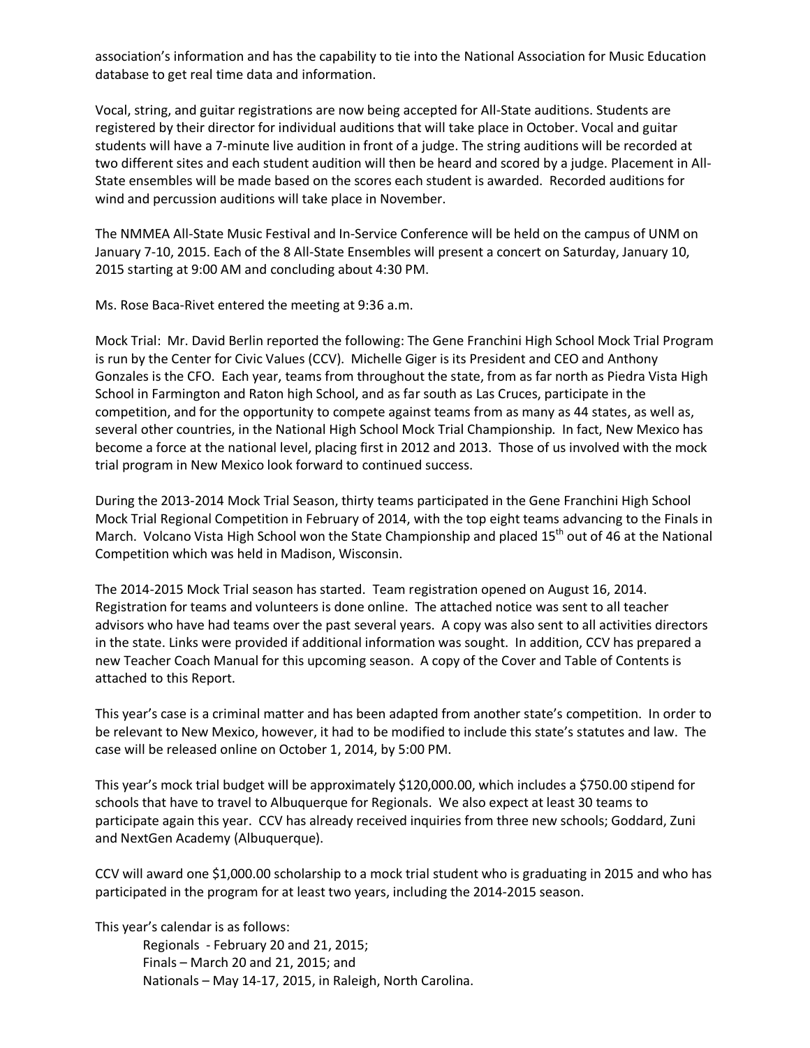association's information and has the capability to tie into the National Association for Music Education database to get real time data and information.

Vocal, string, and guitar registrations are now being accepted for All-State auditions. Students are registered by their director for individual auditions that will take place in October. Vocal and guitar students will have a 7-minute live audition in front of a judge. The string auditions will be recorded at two different sites and each student audition will then be heard and scored by a judge. Placement in All-State ensembles will be made based on the scores each student is awarded. Recorded auditions for wind and percussion auditions will take place in November.

The NMMEA All-State Music Festival and In-Service Conference will be held on the campus of UNM on January 7-10, 2015. Each of the 8 All-State Ensembles will present a concert on Saturday, January 10, 2015 starting at 9:00 AM and concluding about 4:30 PM.

Ms. Rose Baca-Rivet entered the meeting at 9:36 a.m.

Mock Trial: Mr. David Berlin reported the following: The Gene Franchini High School Mock Trial Program is run by the Center for Civic Values (CCV). Michelle Giger is its President and CEO and Anthony Gonzales is the CFO. Each year, teams from throughout the state, from as far north as Piedra Vista High School in Farmington and Raton high School, and as far south as Las Cruces, participate in the competition, and for the opportunity to compete against teams from as many as 44 states, as well as, several other countries, in the National High School Mock Trial Championship. In fact, New Mexico has become a force at the national level, placing first in 2012 and 2013. Those of us involved with the mock trial program in New Mexico look forward to continued success.

During the 2013-2014 Mock Trial Season, thirty teams participated in the Gene Franchini High School Mock Trial Regional Competition in February of 2014, with the top eight teams advancing to the Finals in March. Volcano Vista High School won the State Championship and placed 15th out of 46 at the National Competition which was held in Madison, Wisconsin.

The 2014-2015 Mock Trial season has started. Team registration opened on August 16, 2014. Registration for teams and volunteers is done online. The attached notice was sent to all teacher advisors who have had teams over the past several years. A copy was also sent to all activities directors in the state. Links were provided if additional information was sought. In addition, CCV has prepared a new Teacher Coach Manual for this upcoming season. A copy of the Cover and Table of Contents is attached to this Report.

This year's case is a criminal matter and has been adapted from another state's competition. In order to be relevant to New Mexico, however, it had to be modified to include this state's statutes and law. The case will be released online on October 1, 2014, by 5:00 PM.

This year's mock trial budget will be approximately $120,000.00, which includes a $750.00 stipend for schools that have to travel to Albuquerque for Regionals. We also expect at least 30 teams to participate again this year. CCV has already received inquiries from three new schools; Goddard, Zuni and NextGen Academy (Albuquerque).

CCV will award one $1,000.00 scholarship to a mock trial student who is graduating in 2015 and who has participated in the program for at least two years, including the 2014-2015 season.

This year's calendar is as follows:

- Regionals - February 20 and 21, 2015;
- Finals – March 20 and 21, 2015; and
- Nationals – May 14-17, 2015, in Raleigh, North Carolina.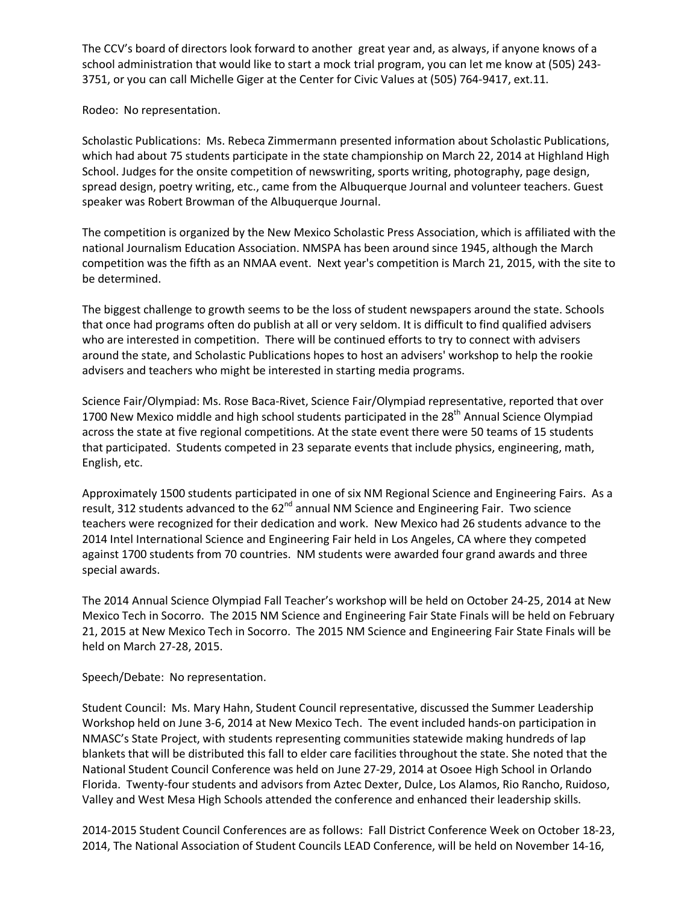The CCV's board of directors look forward to another great year and, as always, if anyone knows of a school administration that would like to start a mock trial program, you can let me know at (505) 243-3751, or you can call Michelle Giger at the Center for Civic Values at (505) 764-9417, ext.11.

Rodeo: No representation.

Scholastic Publications: Ms. Rebeca Zimmermann presented information about Scholastic Publications, which had about 75 students participate in the state championship on March 22, 2014 at Highland High School. Judges for the onsite competition of newswriting, sports writing, photography, page design, spread design, poetry writing, etc., came from the Albuquerque Journal and volunteer teachers. Guest speaker was Robert Browman of the Albuquerque Journal.

The competition is organized by the New Mexico Scholastic Press Association, which is affiliated with the national Journalism Education Association. NMSPA has been around since 1945, although the March competition was the fifth as an NMAA event. Next year's competition is March 21, 2015, with the site to be determined.

The biggest challenge to growth seems to be the loss of student newspapers around the state. Schools that once had programs often do publish at all or very seldom. It is difficult to find qualified advisers who are interested in competition. There will be continued efforts to try to connect with advisers around the state, and Scholastic Publications hopes to host an advisers' workshop to help the rookie advisers and teachers who might be interested in starting media programs.

Science Fair/Olympiad: Ms. Rose Baca-Rivet, Science Fair/Olympiad representative, reported that over 1700 New Mexico middle and high school students participated in the 28th Annual Science Olympiad across the state at five regional competitions. At the state event there were 50 teams of 15 students that participated. Students competed in 23 separate events that include physics, engineering, math, English, etc.

Approximately 1500 students participated in one of six NM Regional Science and Engineering Fairs. As a result, 312 students advanced to the 62nd annual NM Science and Engineering Fair. Two science teachers were recognized for their dedication and work. New Mexico had 26 students advance to the 2014 Intel International Science and Engineering Fair held in Los Angeles, CA where they competed against 1700 students from 70 countries. NM students were awarded four grand awards and three special awards.

The 2014 Annual Science Olympiad Fall Teacher's workshop will be held on October 24-25, 2014 at New Mexico Tech in Socorro. The 2015 NM Science and Engineering Fair State Finals will be held on February 21, 2015 at New Mexico Tech in Socorro. The 2015 NM Science and Engineering Fair State Finals will be held on March 27-28, 2015.

Speech/Debate: No representation.

Student Council: Ms. Mary Hahn, Student Council representative, discussed the Summer Leadership Workshop held on June 3-6, 2014 at New Mexico Tech. The event included hands-on participation in NMASC's State Project, with students representing communities statewide making hundreds of lap blankets that will be distributed this fall to elder care facilities throughout the state. She noted that the National Student Council Conference was held on June 27-29, 2014 at Osoee High School in Orlando Florida. Twenty-four students and advisors from Aztec Dexter, Dulce, Los Alamos, Rio Rancho, Ruidoso, Valley and West Mesa High Schools attended the conference and enhanced their leadership skills.

2014-2015 Student Council Conferences are as follows: Fall District Conference Week on October 18-23, 2014, The National Association of Student Councils LEAD Conference, will be held on November 14-16,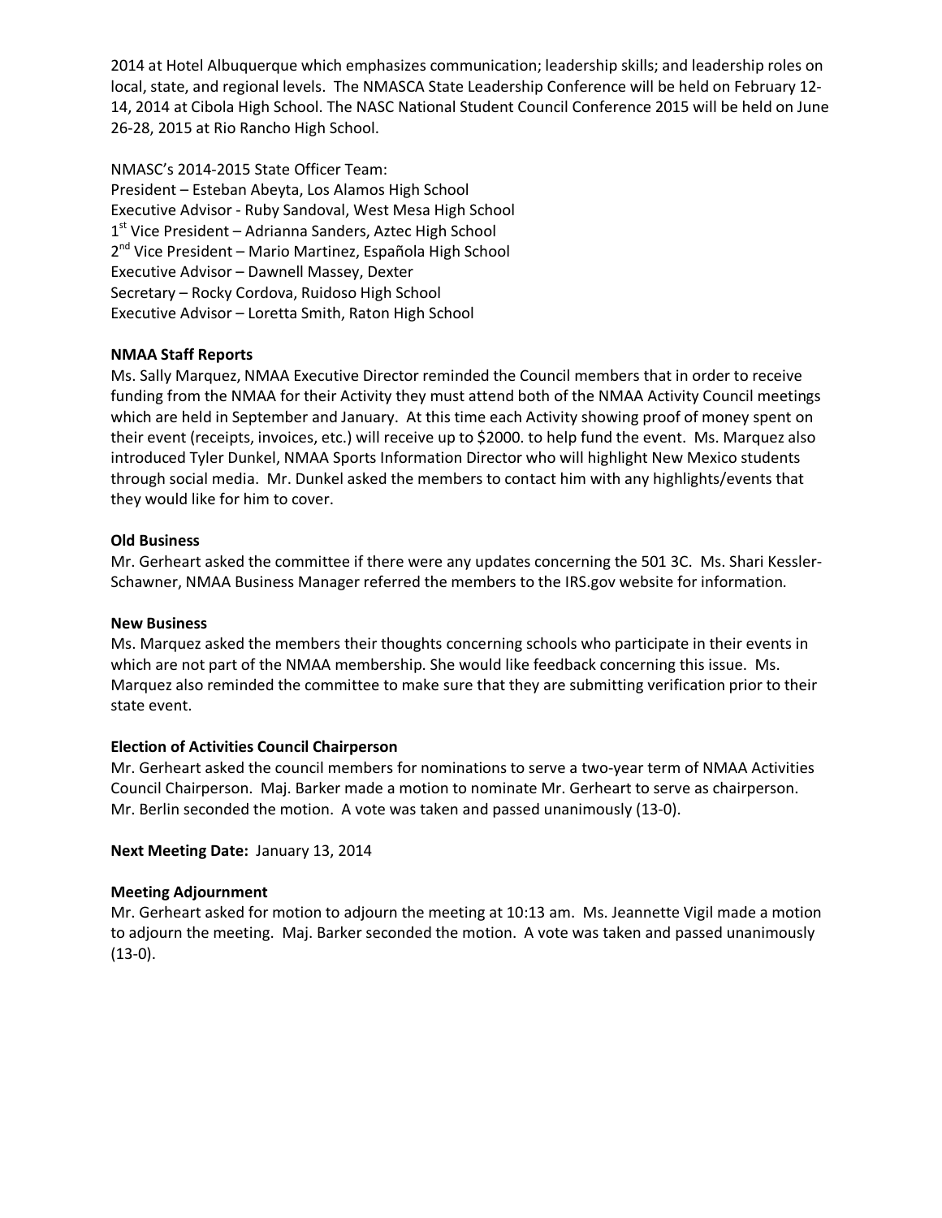2014 at Hotel Albuquerque which emphasizes communication; leadership skills; and leadership roles on local, state, and regional levels. The NMASCA State Leadership Conference will be held on February 12-14, 2014 at Cibola High School. The NASC National Student Council Conference 2015 will be held on June 26-28, 2015 at Rio Rancho High School.

NMASC's 2014-2015 State Officer Team:
President – Esteban Abeyta, Los Alamos High School
Executive Advisor - Ruby Sandoval, West Mesa High School
1st Vice President – Adrianna Sanders, Aztec High School
2nd Vice President – Mario Martinez, Española High School
Executive Advisor – Dawnell Massey, Dexter
Secretary – Rocky Cordova, Ruidoso High School
Executive Advisor – Loretta Smith, Raton High School

**NMAA Staff Reports**

Ms. Sally Marquez, NMAA Executive Director reminded the Council members that in order to receive funding from the NMAA for their Activity they must attend both of the NMAA Activity Council meetings which are held in September and January. At this time each Activity showing proof of money spent on their event (receipts, invoices, etc.) will receive up to $2000. to help fund the event. Ms. Marquez also introduced Tyler Dunkel, NMAA Sports Information Director who will highlight New Mexico students through social media. Mr. Dunkel asked the members to contact him with any highlights/events that they would like for him to cover.

**Old Business**

Mr. Gerheart asked the committee if there were any updates concerning the 501 3C. Ms. Shari Kessler-Schawner, NMAA Business Manager referred the members to the IRS.gov website for information.

**New Business**

Ms. Marquez asked the members their thoughts concerning schools who participate in their events in which are not part of the NMAA membership. She would like feedback concerning this issue. Ms. Marquez also reminded the committee to make sure that they are submitting verification prior to their state event.

**Election of Activities Council Chairperson**

Mr. Gerheart asked the council members for nominations to serve a two-year term of NMAA Activities Council Chairperson. Maj. Barker made a motion to nominate Mr. Gerheart to serve as chairperson. Mr. Berlin seconded the motion. A vote was taken and passed unanimously (13-0).

**Next Meeting Date:** January 13, 2014

**Meeting Adjournment**

Mr. Gerheart asked for motion to adjourn the meeting at 10:13 am. Ms. Jeannette Vigil made a motion to adjourn the meeting. Maj. Barker seconded the motion. A vote was taken and passed unanimously (13-0).